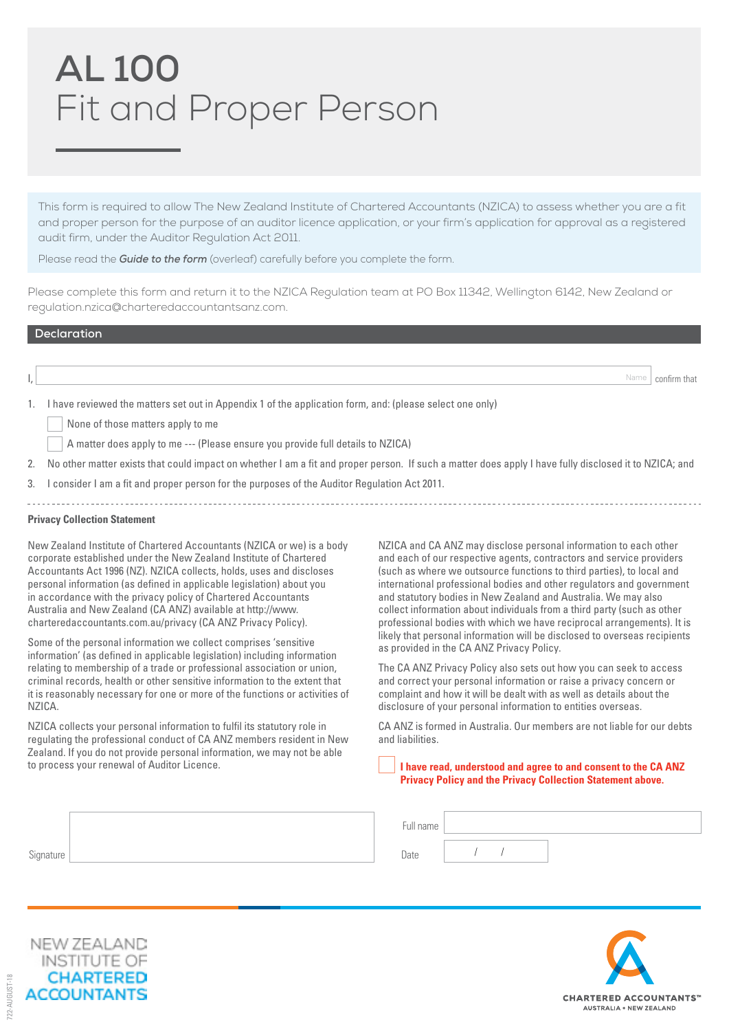# AL 100
# Fit and Proper Person

This form is required to allow The New Zealand Institute of Chartered Accountants (NZICA) to assess whether you are a fit and proper person for the purpose of an auditor licence application, or your firm's application for approval as a registered audit firm, under the Auditor Regulation Act 2011.

Please read the ***Guide to the form*** (overleaf) carefully before you complete the form.

Please complete this form and return it to the NZICA Regulation team at PO Box 11342, Wellington 6142, New Zealand or regulation.nzica@charteredaccountantsanz.com.

## Declaration

I, \_\_\_\_\_\_\_\_\_\_\_\_\_\_\_\_\_\_\_\_ (Name) confirm that

1. I have reviewed the matters set out in Appendix 1 of the application form, and: (please select one only)
   - ☐ None of those matters apply to me
   - ☐ A matter does apply to me --- (Please ensure you provide full details to NZICA)
2. No other matter exists that could impact on whether I am a fit and proper person. If such a matter does apply I have fully disclosed it to NZICA; and
3. I consider I am a fit and proper person for the purposes of the Auditor Regulation Act 2011.

**Privacy Collection Statement**

New Zealand Institute of Chartered Accountants (NZICA or we) is a body corporate established under the New Zealand Institute of Chartered Accountants Act 1996 (NZ). NZICA collects, holds, uses and discloses personal information (as defined in applicable legislation) about you in accordance with the privacy policy of Chartered Accountants Australia and New Zealand (CA ANZ) available at http://www.charteredaccountants.com.au/privacy (CA ANZ Privacy Policy).

Some of the personal information we collect comprises 'sensitive information' (as defined in applicable legislation) including information relating to membership of a trade or professional association or union, criminal records, health or other sensitive information to the extent that it is reasonably necessary for one or more of the functions or activities of NZICA.

NZICA collects your personal information to fulfil its statutory role in regulating the professional conduct of CA ANZ members resident in New Zealand. If you do not provide personal information, we may not be able to process your renewal of Auditor Licence.

NZICA and CA ANZ may disclose personal information to each other and each of our respective agents, contractors and service providers (such as where we outsource functions to third parties), to local and international professional bodies and other regulators and government and statutory bodies in New Zealand and Australia. We may also collect information about individuals from a third party (such as other professional bodies with which we have reciprocal arrangements). It is likely that personal information will be disclosed to overseas recipients as provided in the CA ANZ Privacy Policy.

The CA ANZ Privacy Policy also sets out how you can seek to access and correct your personal information or raise a privacy concern or complaint and how it will be dealt with as well as details about the disclosure of your personal information to entities overseas.

CA ANZ is formed in Australia. Our members are not liable for our debts and liabilities.

☐ **I have read, understood and agree to and consent to the CA ANZ Privacy Policy and the Privacy Collection Statement above.**

Signature \_\_\_\_\_\_\_\_\_\_\_\_\_\_\_\_\_\_\_\_

Full name \_\_\_\_\_\_\_\_\_\_\_\_\_\_\_\_\_\_\_\_

Date \_\_\_ / \_\_\_ / \_\_\_

NEW ZEALAND INSTITUTE OF CHARTERED ACCOUNTANTS

CHARTERED ACCOUNTANTS™ AUSTRALIA + NEW ZEALAND

722 AUGUST-18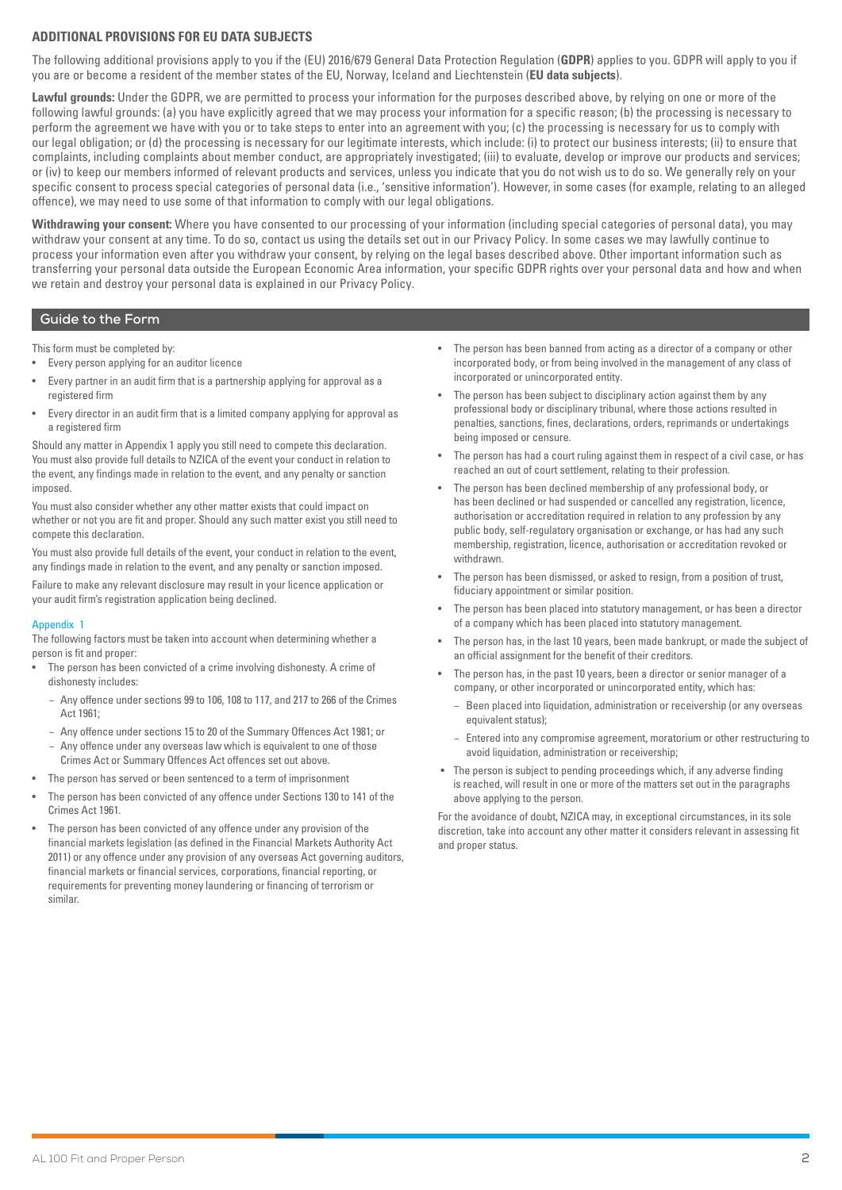## ADDITIONAL PROVISIONS FOR EU DATA SUBJECTS

The following additional provisions apply to you if the (EU) 2016/679 General Data Protection Regulation (**GDPR**) applies to you. GDPR will apply to you if you are or become a resident of the member states of the EU, Norway, Iceland and Liechtenstein (**EU data subjects**).

**Lawful grounds:** Under the GDPR, we are permitted to process your information for the purposes described above, by relying on one or more of the following lawful grounds: (a) you have explicitly agreed that we may process your information for a specific reason; (b) the processing is necessary to perform the agreement we have with you or to take steps to enter into an agreement with you; (c) the processing is necessary for us to comply with our legal obligation; or (d) the processing is necessary for our legitimate interests, which include: (i) to protect our business interests; (ii) to ensure that complaints, including complaints about member conduct, are appropriately investigated; (iii) to evaluate, develop or improve our products and services; or (iv) to keep our members informed of relevant products and services, unless you indicate that you do not wish us to do so. We generally rely on your specific consent to process special categories of personal data (i.e., 'sensitive information'). However, in some cases (for example, relating to an alleged offence), we may need to use some of that information to comply with our legal obligations.

**Withdrawing your consent:** Where you have consented to our processing of your information (including special categories of personal data), you may withdraw your consent at any time. To do so, contact us using the details set out in our Privacy Policy. In some cases we may lawfully continue to process your information even after you withdraw your consent, by relying on the legal bases described above. Other important information such as transferring your personal data outside the European Economic Area information, your specific GDPR rights over your personal data and how and when we retain and destroy your personal data is explained in our Privacy Policy.

## Guide to the Form

This form must be completed by:

- Every person applying for an auditor licence
- Every partner in an audit firm that is a partnership applying for approval as a registered firm
- Every director in an audit firm that is a limited company applying for approval as a registered firm

Should any matter in Appendix 1 apply you still need to compete this declaration. You must also provide full details to NZICA of the event your conduct in relation to the event, any findings made in relation to the event, and any penalty or sanction imposed.

You must also consider whether any other matter exists that could impact on whether or not you are fit and proper. Should any such matter exist you still need to compete this declaration.

You must also provide full details of the event, your conduct in relation to the event, any findings made in relation to the event, and any penalty or sanction imposed.

Failure to make any relevant disclosure may result in your licence application or your audit firm's registration application being declined.

### Appendix 1

The following factors must be taken into account when determining whether a person is fit and proper:

- The person has been convicted of a crime involving dishonesty. A crime of dishonesty includes:
  - Any offence under sections 99 to 106, 108 to 117, and 217 to 266 of the Crimes Act 1961;
  - Any offence under sections 15 to 20 of the Summary Offences Act 1981; or
  - Any offence under any overseas law which is equivalent to one of those Crimes Act or Summary Offences Act offences set out above.
- The person has served or been sentenced to a term of imprisonment
- The person has been convicted of any offence under Sections 130 to 141 of the Crimes Act 1961.
- The person has been convicted of any offence under any provision of the financial markets legislation (as defined in the Financial Markets Authority Act 2011) or any offence under any provision of any overseas Act governing auditors, financial markets or financial services, corporations, financial reporting, or requirements for preventing money laundering or financing of terrorism or similar.
- The person has been banned from acting as a director of a company or other incorporated body, or from being involved in the management of any class of incorporated or unincorporated entity.
- The person has been subject to disciplinary action against them by any professional body or disciplinary tribunal, where those actions resulted in penalties, sanctions, fines, declarations, orders, reprimands or undertakings being imposed or censure.
- The person has had a court ruling against them in respect of a civil case, or has reached an out of court settlement, relating to their profession.
- The person has been declined membership of any professional body, or has been declined or had suspended or cancelled any registration, licence, authorisation or accreditation required in relation to any profession by any public body, self-regulatory organisation or exchange, or has had any such membership, registration, licence, authorisation or accreditation revoked or withdrawn.
- The person has been dismissed, or asked to resign, from a position of trust, fiduciary appointment or similar position.
- The person has been placed into statutory management, or has been a director of a company which has been placed into statutory management.
- The person has, in the last 10 years, been made bankrupt, or made the subject of an official assignment for the benefit of their creditors.
- The person has, in the past 10 years, been a director or senior manager of a company, or other incorporated or unincorporated entity, which has:
  - Been placed into liquidation, administration or receivership (or any overseas equivalent status);
  - Entered into any compromise agreement, moratorium or other restructuring to avoid liquidation, administration or receivership;
- The person is subject to pending proceedings which, if any adverse finding is reached, will result in one or more of the matters set out in the paragraphs above applying to the person.

For the avoidance of doubt, NZICA may, in exceptional circumstances, in its sole discretion, take into account any other matter it considers relevant in assessing fit and proper status.